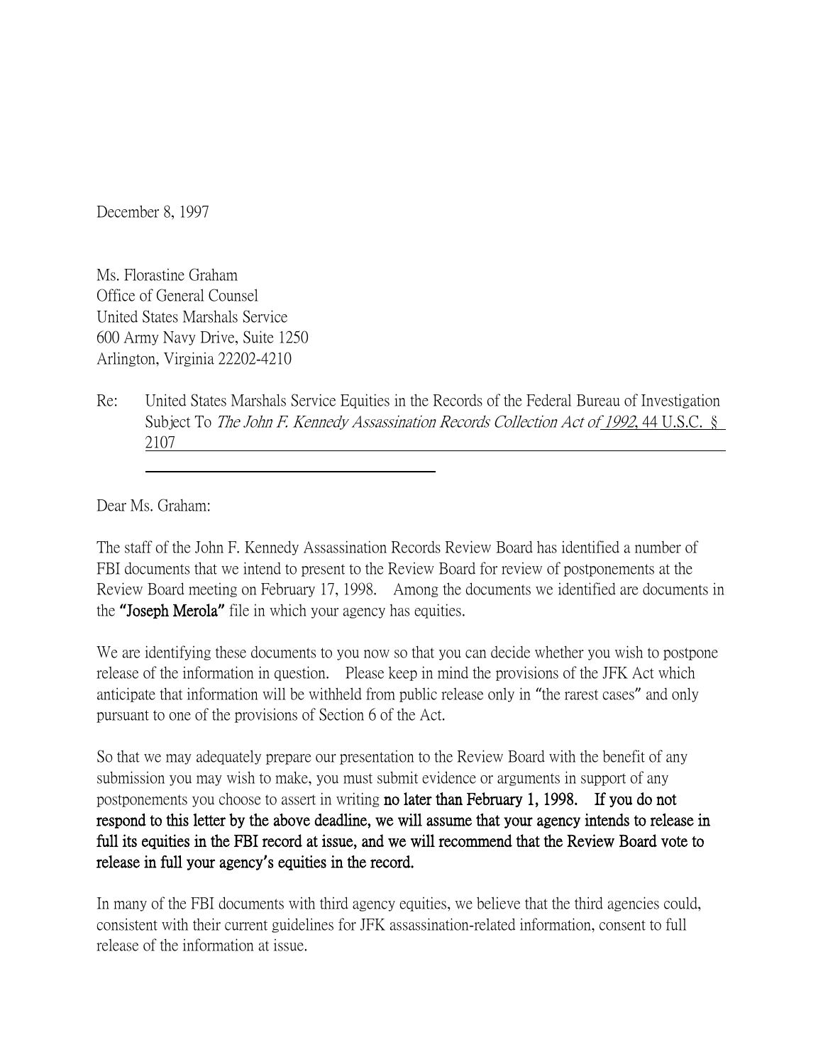December 8, 1997

Ms. Florastine Graham  
Office of General Counsel  
United States Marshals Service  
600 Army Navy Drive, Suite 1250  
Arlington, Virginia 22202-4210

Re: United States Marshals Service Equities in the Records of the Federal Bureau of Investigation Subject To *The John F. Kennedy Assassination Records Collection Act of 1992*, 44 U.S.C. § 2107

Dear Ms. Graham:

The staff of the John F. Kennedy Assassination Records Review Board has identified a number of FBI documents that we intend to present to the Review Board for review of postponements at the Review Board meeting on February 17, 1998. Among the documents we identified are documents in the **"Joseph Merola"** file in which your agency has equities.

We are identifying these documents to you now so that you can decide whether you wish to postpone release of the information in question. Please keep in mind the provisions of the JFK Act which anticipate that information will be withheld from public release only in "the rarest cases" and only pursuant to one of the provisions of Section 6 of the Act.

So that we may adequately prepare our presentation to the Review Board with the benefit of any submission you may wish to make, you must submit evidence or arguments in support of any postponements you choose to assert in writing **no later than February 1, 1998. If you do not respond to this letter by the above deadline, we will assume that your agency intends to release in full its equities in the FBI record at issue, and we will recommend that the Review Board vote to release in full your agency's equities in the record.**

In many of the FBI documents with third agency equities, we believe that the third agencies could, consistent with their current guidelines for JFK assassination-related information, consent to full release of the information at issue.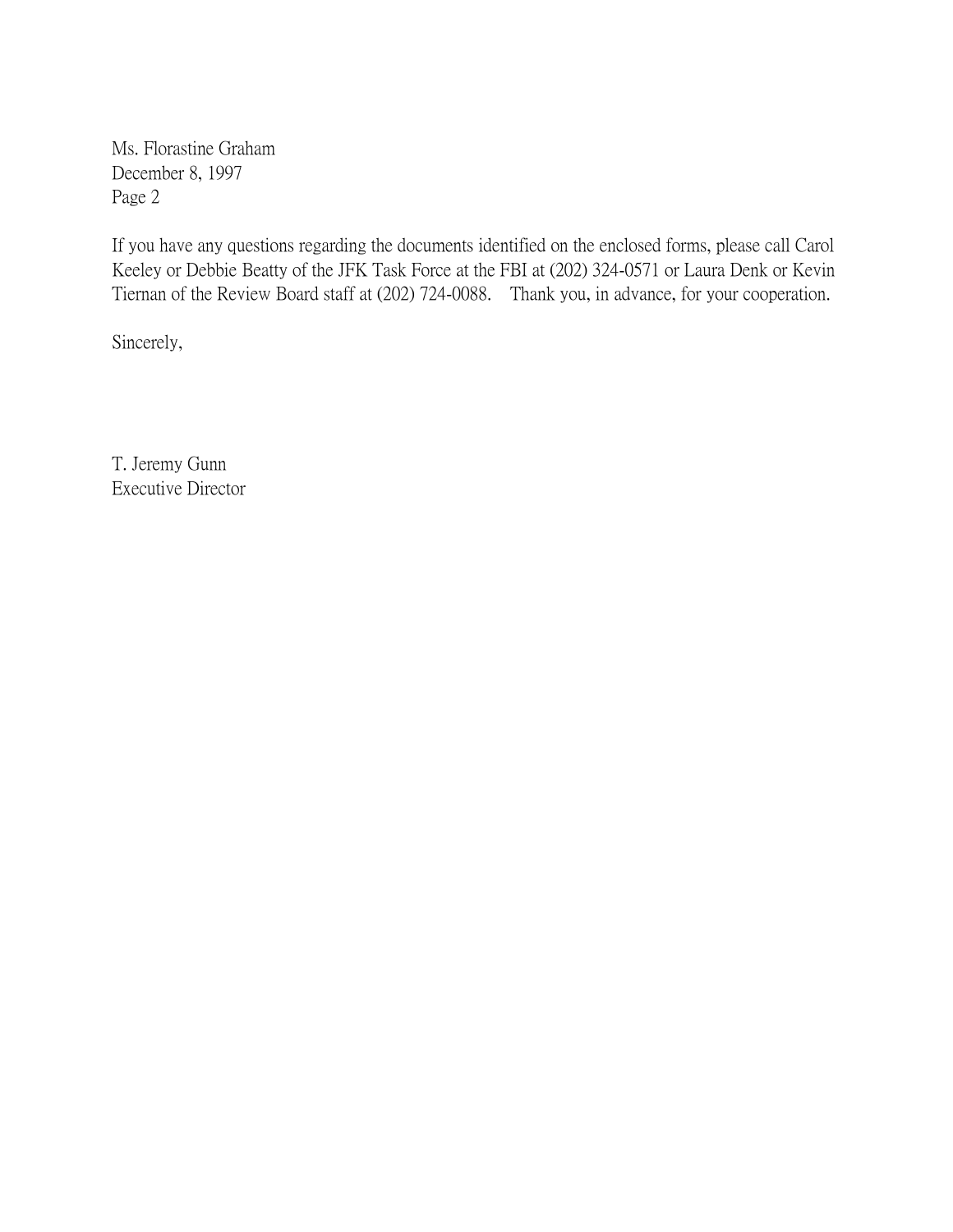Ms. Florastine Graham
December 8, 1997
Page 2

If you have any questions regarding the documents identified on the enclosed forms, please call Carol Keeley or Debbie Beatty of the JFK Task Force at the FBI at (202) 324-0571 or Laura Denk or Kevin Tiernan of the Review Board staff at (202) 724-0088. Thank you, in advance, for your cooperation.

Sincerely,

T. Jeremy Gunn
Executive Director